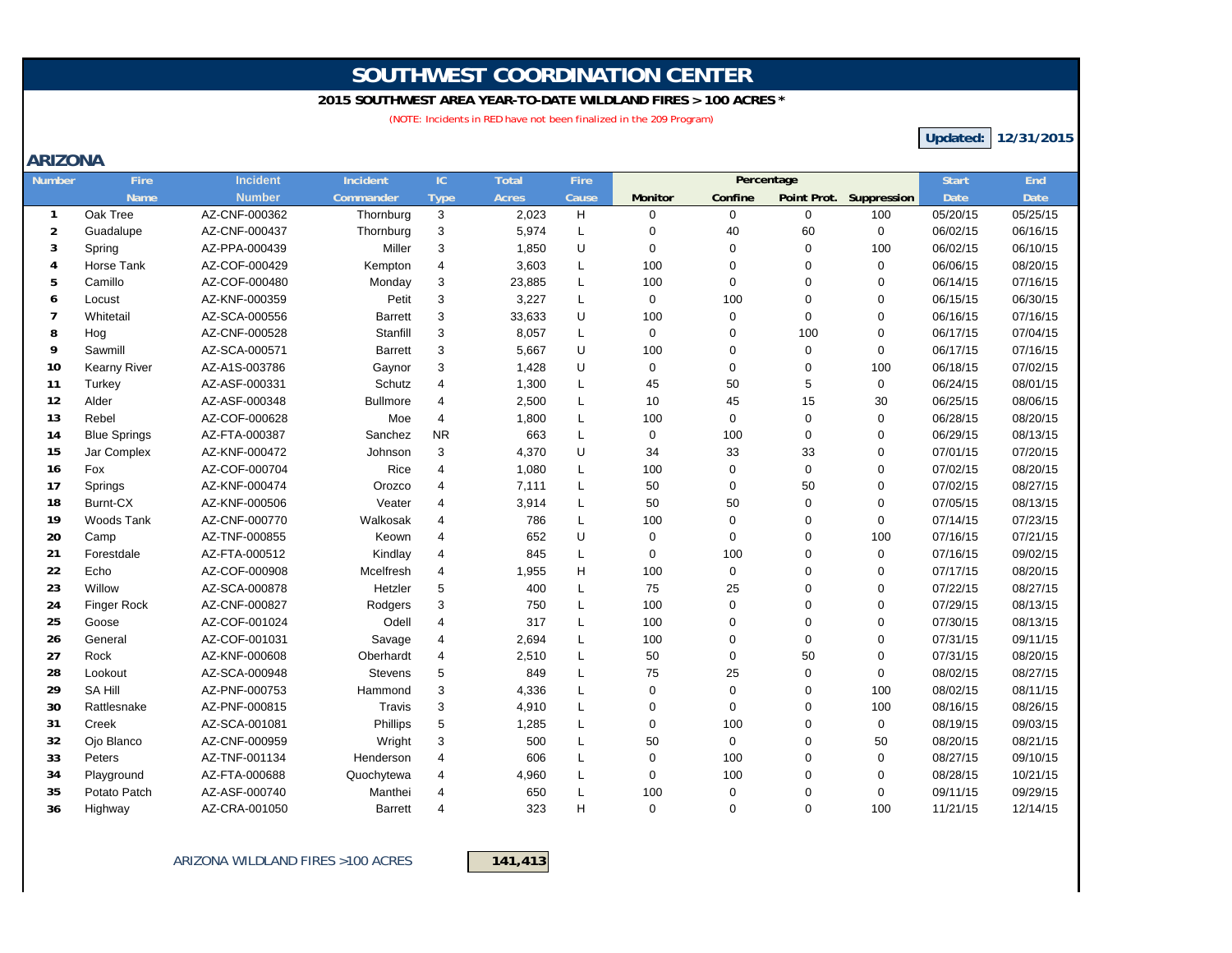# SOUTHWEST COORDINATION CENTER

**2015 SOUTHWEST AREA YEAR-TO-DATE WILDLAND FIRES > 100 ACRES ***

(NOTE: Incidents in RED have not been finalized in the 209 Program)

**Updated: 12/31/2015**

## ARIZONA

| Number | Fire Name | Incident Number | Incident Commander | IC Type | Total Acres | Fire Cause | Percentage | | | | Start Date | End Date |
|---|---|---|---|---|---|---|---|---|---|---|---|---|
| | | | | | | | Monitor | Confine | Point Prot. | Suppression | | |
| 1 | Oak Tree | AZ-CNF-000362 | Thornburg | 3 | 2,023 | H | 0 | 0 | 0 | 100 | 05/20/15 | 05/25/15 |
| 2 | Guadalupe | AZ-CNF-000437 | Thornburg | 3 | 5,974 | L | 0 | 40 | 60 | 0 | 06/02/15 | 06/16/15 |
| 3 | Spring | AZ-PPA-000439 | Miller | 3 | 1,850 | U | 0 | 0 | 0 | 100 | 06/02/15 | 06/10/15 |
| 4 | Horse Tank | AZ-COF-000429 | Kempton | 4 | 3,603 | L | 100 | 0 | 0 | 0 | 06/06/15 | 08/20/15 |
| 5 | Camillo | AZ-COF-000480 | Monday | 3 | 23,885 | L | 100 | 0 | 0 | 0 | 06/14/15 | 07/16/15 |
| 6 | Locust | AZ-KNF-000359 | Petit | 3 | 3,227 | L | 0 | 100 | 0 | 0 | 06/15/15 | 06/30/15 |
| 7 | Whitetail | AZ-SCA-000556 | Barrett | 3 | 33,633 | U | 100 | 0 | 0 | 0 | 06/16/15 | 07/16/15 |
| 8 | Hog | AZ-CNF-000528 | Stanfill | 3 | 8,057 | L | 0 | 0 | 100 | 0 | 06/17/15 | 07/04/15 |
| 9 | Sawmill | AZ-SCA-000571 | Barrett | 3 | 5,667 | U | 100 | 0 | 0 | 0 | 06/17/15 | 07/16/15 |
| 10 | Kearny River | AZ-A1S-003786 | Gaynor | 3 | 1,428 | U | 0 | 0 | 0 | 100 | 06/18/15 | 07/02/15 |
| 11 | Turkey | AZ-ASF-000331 | Schutz | 4 | 1,300 | L | 45 | 50 | 5 | 0 | 06/24/15 | 08/01/15 |
| 12 | Alder | AZ-ASF-000348 | Bullmore | 4 | 2,500 | L | 10 | 45 | 15 | 30 | 06/25/15 | 08/06/15 |
| 13 | Rebel | AZ-COF-000628 | Moe | 4 | 1,800 | L | 100 | 0 | 0 | 0 | 06/28/15 | 08/20/15 |
| 14 | Blue Springs | AZ-FTA-000387 | Sanchez | NR | 663 | L | 0 | 100 | 0 | 0 | 06/29/15 | 08/13/15 |
| 15 | Jar Complex | AZ-KNF-000472 | Johnson | 3 | 4,370 | U | 34 | 33 | 33 | 0 | 07/01/15 | 07/20/15 |
| 16 | Fox | AZ-COF-000704 | Rice | 4 | 1,080 | L | 100 | 0 | 0 | 0 | 07/02/15 | 08/20/15 |
| 17 | Springs | AZ-KNF-000474 | Orozco | 4 | 7,111 | L | 50 | 0 | 50 | 0 | 07/02/15 | 08/27/15 |
| 18 | Burnt-CX | AZ-KNF-000506 | Veater | 4 | 3,914 | L | 50 | 50 | 0 | 0 | 07/05/15 | 08/13/15 |
| 19 | Woods Tank | AZ-CNF-000770 | Walkosak | 4 | 786 | L | 100 | 0 | 0 | 0 | 07/14/15 | 07/23/15 |
| 20 | Camp | AZ-TNF-000855 | Keown | 4 | 652 | U | 0 | 0 | 0 | 100 | 07/16/15 | 07/21/15 |
| 21 | Forestdale | AZ-FTA-000512 | Kindlay | 4 | 845 | L | 0 | 100 | 0 | 0 | 07/16/15 | 09/02/15 |
| 22 | Echo | AZ-COF-000908 | Mcelfresh | 4 | 1,955 | H | 100 | 0 | 0 | 0 | 07/17/15 | 08/20/15 |
| 23 | Willow | AZ-SCA-000878 | Hetzler | 5 | 400 | L | 75 | 25 | 0 | 0 | 07/22/15 | 08/27/15 |
| 24 | Finger Rock | AZ-CNF-000827 | Rodgers | 3 | 750 | L | 100 | 0 | 0 | 0 | 07/29/15 | 08/13/15 |
| 25 | Goose | AZ-COF-001024 | Odell | 4 | 317 | L | 100 | 0 | 0 | 0 | 07/30/15 | 08/13/15 |
| 26 | General | AZ-COF-001031 | Savage | 4 | 2,694 | L | 100 | 0 | 0 | 0 | 07/31/15 | 09/11/15 |
| 27 | Rock | AZ-KNF-000608 | Oberhardt | 4 | 2,510 | L | 50 | 0 | 50 | 0 | 07/31/15 | 08/20/15 |
| 28 | Lookout | AZ-SCA-000948 | Stevens | 5 | 849 | L | 75 | 25 | 0 | 0 | 08/02/15 | 08/27/15 |
| 29 | SA Hill | AZ-PNF-000753 | Hammond | 3 | 4,336 | L | 0 | 0 | 0 | 100 | 08/02/15 | 08/11/15 |
| 30 | Rattlesnake | AZ-PNF-000815 | Travis | 3 | 4,910 | L | 0 | 0 | 0 | 100 | 08/16/15 | 08/26/15 |
| 31 | Creek | AZ-SCA-001081 | Phillips | 5 | 1,285 | L | 0 | 100 | 0 | 0 | 08/19/15 | 09/03/15 |
| 32 | Ojo Blanco | AZ-CNF-000959 | Wright | 3 | 500 | L | 50 | 0 | 0 | 50 | 08/20/15 | 08/21/15 |
| 33 | Peters | AZ-TNF-001134 | Henderson | 4 | 606 | L | 0 | 100 | 0 | 0 | 08/27/15 | 09/10/15 |
| 34 | Playground | AZ-FTA-000688 | Quochytewa | 4 | 4,960 | L | 0 | 100 | 0 | 0 | 08/28/15 | 10/21/15 |
| 35 | Potato Patch | AZ-ASF-000740 | Manthei | 4 | 650 | L | 100 | 0 | 0 | 0 | 09/11/15 | 09/29/15 |
| 36 | Highway | AZ-CRA-001050 | Barrett | 4 | 323 | H | 0 | 0 | 0 | 100 | 11/21/15 | 12/14/15 |

ARIZONA WILDLAND FIRES >100 ACRES **141,413**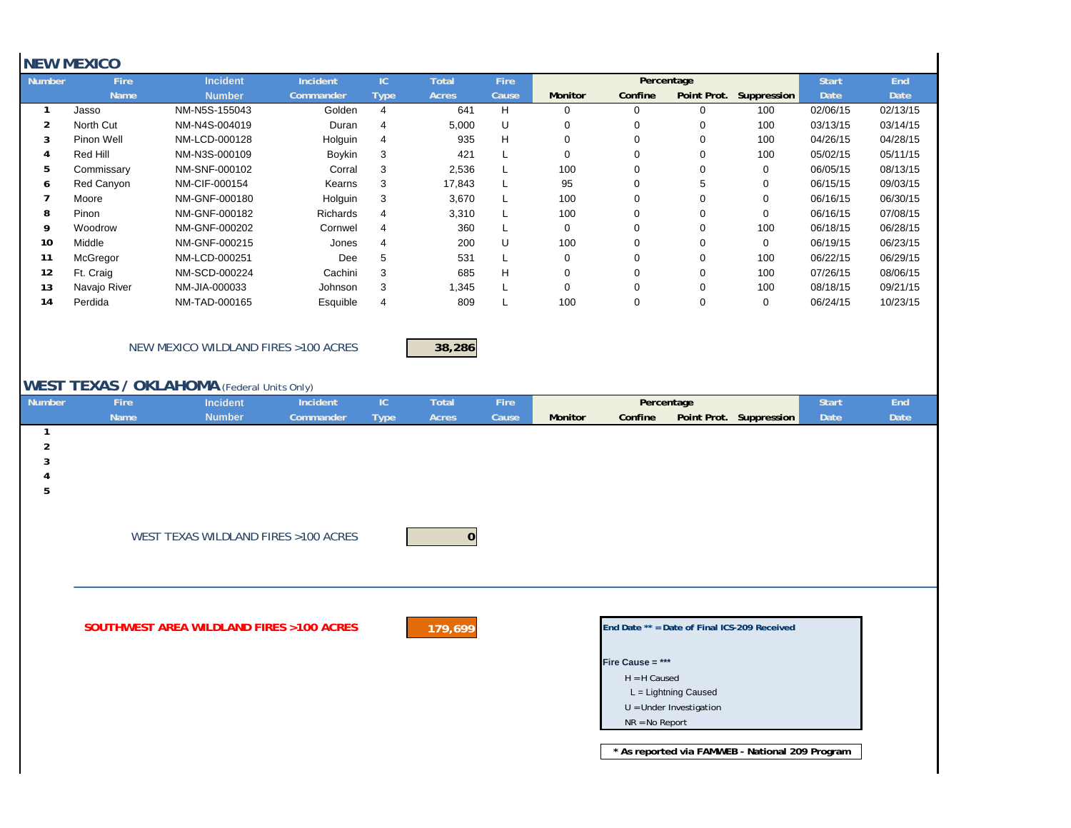## NEW MEXICO

| Number | Fire Name | Incident Number | Incident Commander | IC Type | Total Acres | Fire Cause | Percentage Monitor | Confine | Point Prot. | Suppression | Start Date | End Date |
|---|---|---|---|---|---|---|---|---|---|---|---|---|
| 1 | Jasso | NM-N5S-155043 | Golden | 4 | 641 | H | 0 | 0 | 0 | 100 | 02/06/15 | 02/13/15 |
| 2 | North Cut | NM-N4S-004019 | Duran | 4 | 5,000 | U | 0 | 0 | 0 | 100 | 03/13/15 | 03/14/15 |
| 3 | Pinon Well | NM-LCD-000128 | Holguin | 4 | 935 | H | 0 | 0 | 0 | 100 | 04/26/15 | 04/28/15 |
| 4 | Red Hill | NM-N3S-000109 | Boykin | 3 | 421 | L | 0 | 0 | 0 | 100 | 05/02/15 | 05/11/15 |
| 5 | Commissary | NM-SNF-000102 | Corral | 3 | 2,536 | L | 100 | 0 | 0 | 0 | 06/05/15 | 08/13/15 |
| 6 | Red Canyon | NM-CIF-000154 | Kearns | 3 | 17,843 | L | 95 | 0 | 5 | 0 | 06/15/15 | 09/03/15 |
| 7 | Moore | NM-GNF-000180 | Holguin | 3 | 3,670 | L | 100 | 0 | 0 | 0 | 06/16/15 | 06/30/15 |
| 8 | Pinon | NM-GNF-000182 | Richards | 4 | 3,310 | L | 100 | 0 | 0 | 0 | 06/16/15 | 07/08/15 |
| 9 | Woodrow | NM-GNF-000202 | Cornwel | 4 | 360 | L | 0 | 0 | 0 | 100 | 06/18/15 | 06/28/15 |
| 10 | Middle | NM-GNF-000215 | Jones | 4 | 200 | U | 100 | 0 | 0 | 0 | 06/19/15 | 06/23/15 |
| 11 | McGregor | NM-LCD-000251 | Dee | 5 | 531 | L | 0 | 0 | 0 | 100 | 06/22/15 | 06/29/15 |
| 12 | Ft. Craig | NM-SCD-000224 | Cachini | 3 | 685 | H | 0 | 0 | 0 | 100 | 07/26/15 | 08/06/15 |
| 13 | Navajo River | NM-JIA-000033 | Johnson | 3 | 1,345 | L | 0 | 0 | 0 | 100 | 08/18/15 | 09/21/15 |
| 14 | Perdida | NM-TAD-000165 | Esquible | 4 | 809 | L | 100 | 0 | 0 | 0 | 06/24/15 | 10/23/15 |

NEW MEXICO WILDLAND FIRES >100 ACRES **38,286**

## WEST TEXAS / OKLAHOMA (Federal Units Only)

| Number | Fire Name | Incident Number | Incident Commander | IC Type | Total Acres | Fire Cause | Percentage Monitor | Confine | Point Prot. | Suppression | Start Date | End Date |
|---|---|---|---|---|---|---|---|---|---|---|---|---|
| 1 | | | | | | | | | | | | |
| 2 | | | | | | | | | | | | |
| 3 | | | | | | | | | | | | |
| 4 | | | | | | | | | | | | |
| 5 | | | | | | | | | | | | |

WEST TEXAS WILDLAND FIRES >100 ACRES **0**

**SOUTHWEST AREA WILDLAND FIRES >100 ACRES** **179,699**

**End Date ** = Date of Final ICS-209 Received**

**Fire Cause = *****

H = H Caused

L = Lightning Caused

U = Under Investigation

NR = No Report

**\* As reported via FAMWEB - National 209 Program**